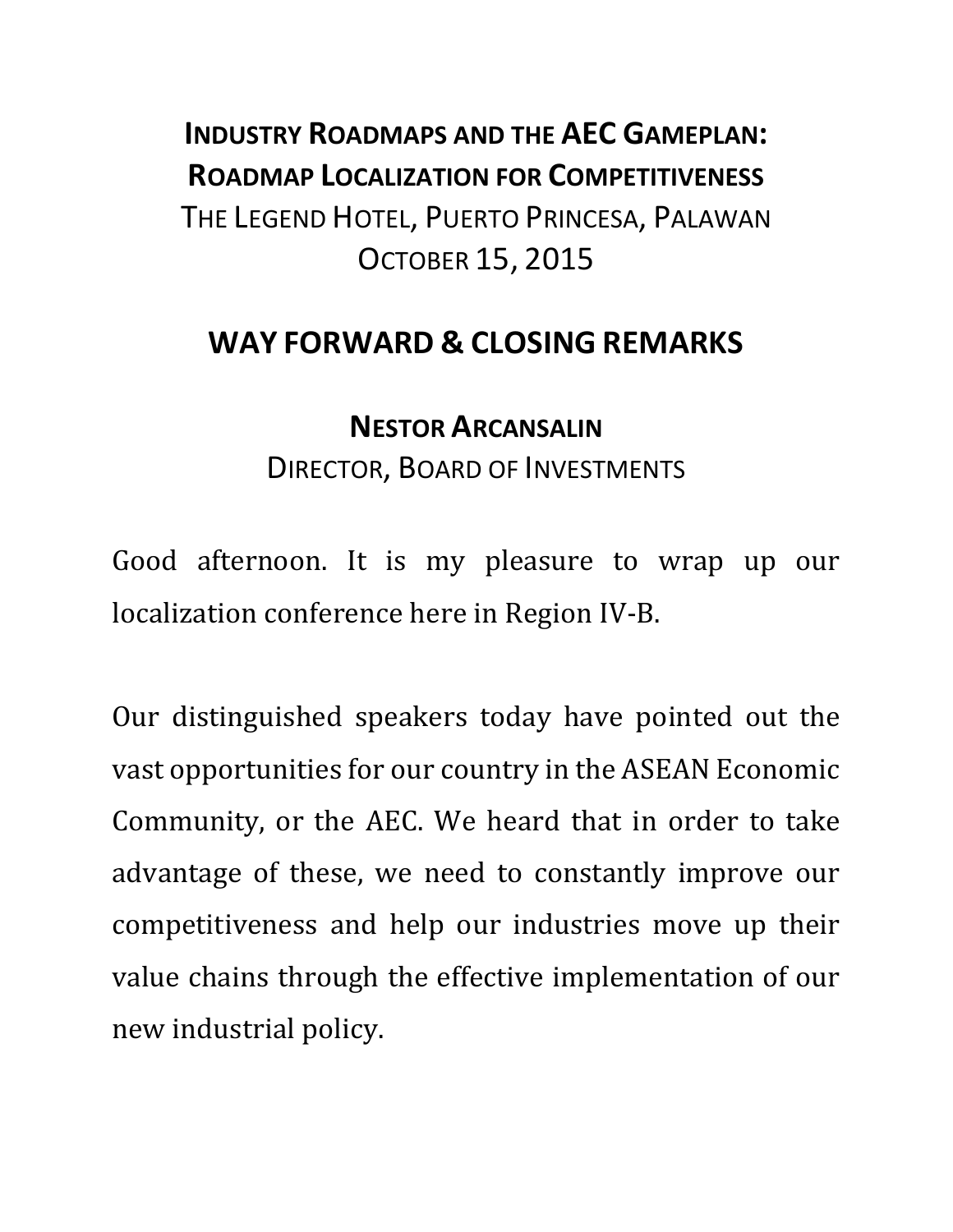**INDUSTRY ROADMAPS AND THE AEC GAMEPLAN:**
**ROADMAP LOCALIZATION FOR COMPETITIVENESS**
THE LEGEND HOTEL, PUERTO PRINCESA, PALAWAN
OCTOBER 15, 2015

# WAY FORWARD & CLOSING REMARKS

**NESTOR ARCANSALIN**
DIRECTOR, BOARD OF INVESTMENTS

Good afternoon. It is my pleasure to wrap up our localization conference here in Region IV-B.

Our distinguished speakers today have pointed out the vast opportunities for our country in the ASEAN Economic Community, or the AEC. We heard that in order to take advantage of these, we need to constantly improve our competitiveness and help our industries move up their value chains through the effective implementation of our new industrial policy.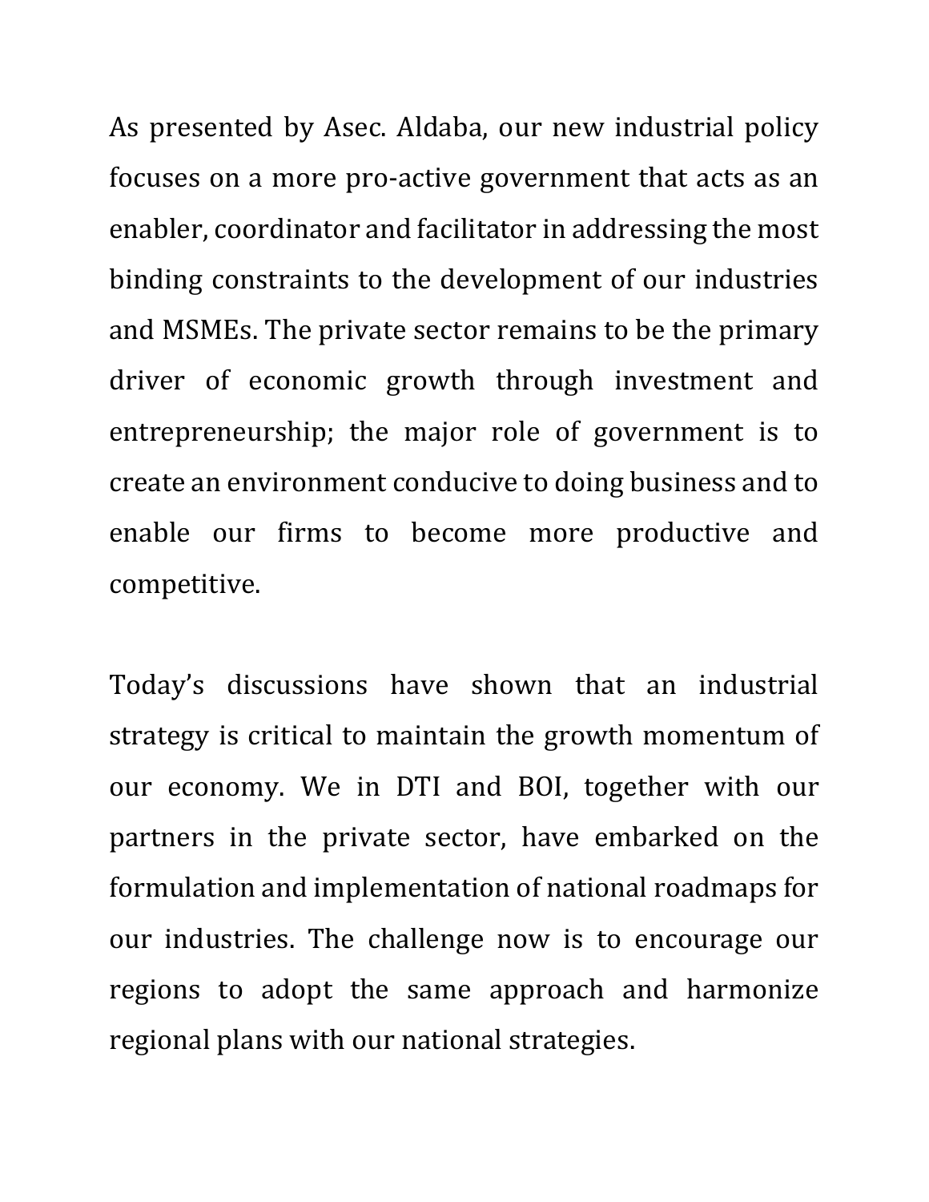As presented by Asec. Aldaba, our new industrial policy focuses on a more pro-active government that acts as an enabler, coordinator and facilitator in addressing the most binding constraints to the development of our industries and MSMEs. The private sector remains to be the primary driver of economic growth through investment and entrepreneurship; the major role of government is to create an environment conducive to doing business and to enable our firms to become more productive and competitive.

Today's discussions have shown that an industrial strategy is critical to maintain the growth momentum of our economy. We in DTI and BOI, together with our partners in the private sector, have embarked on the formulation and implementation of national roadmaps for our industries. The challenge now is to encourage our regions to adopt the same approach and harmonize regional plans with our national strategies.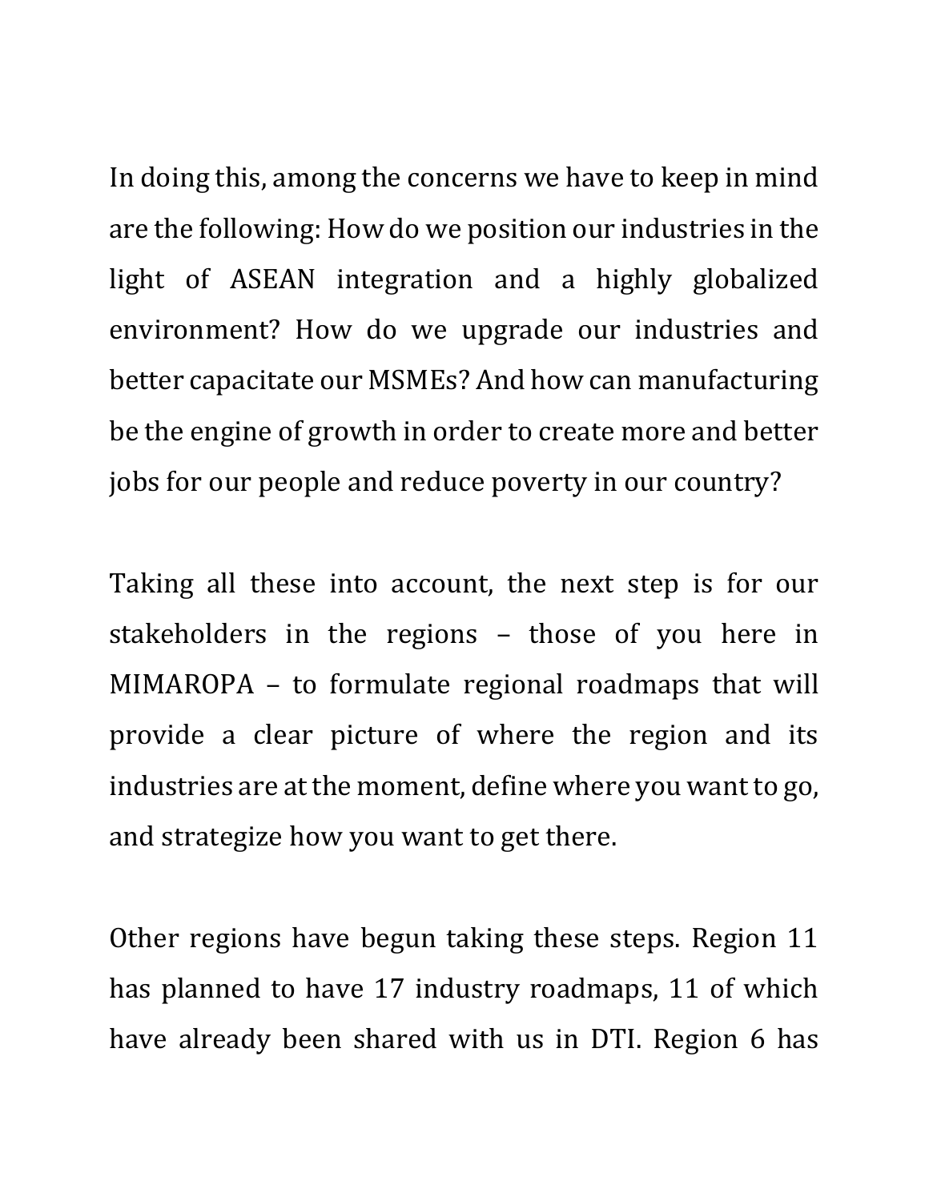In doing this, among the concerns we have to keep in mind are the following: How do we position our industries in the light of ASEAN integration and a highly globalized environment? How do we upgrade our industries and better capacitate our MSMEs? And how can manufacturing be the engine of growth in order to create more and better jobs for our people and reduce poverty in our country?

Taking all these into account, the next step is for our stakeholders in the regions – those of you here in MIMAROPA – to formulate regional roadmaps that will provide a clear picture of where the region and its industries are at the moment, define where you want to go, and strategize how you want to get there.

Other regions have begun taking these steps. Region 11 has planned to have 17 industry roadmaps, 11 of which have already been shared with us in DTI. Region 6 has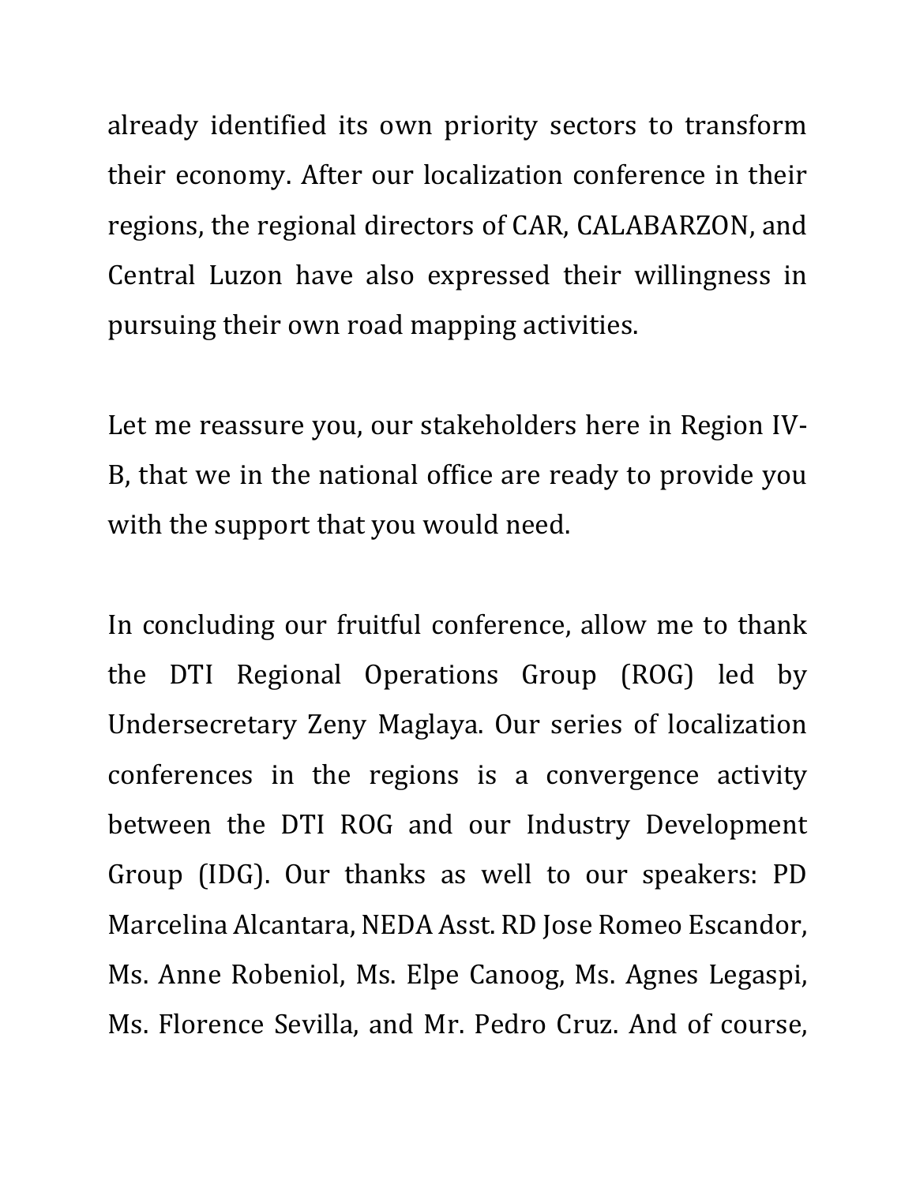already identified its own priority sectors to transform their economy. After our localization conference in their regions, the regional directors of CAR, CALABARZON, and Central Luzon have also expressed their willingness in pursuing their own road mapping activities.

Let me reassure you, our stakeholders here in Region IV-B, that we in the national office are ready to provide you with the support that you would need.

In concluding our fruitful conference, allow me to thank the DTI Regional Operations Group (ROG) led by Undersecretary Zeny Maglaya. Our series of localization conferences in the regions is a convergence activity between the DTI ROG and our Industry Development Group (IDG). Our thanks as well to our speakers: PD Marcelina Alcantara, NEDA Asst. RD Jose Romeo Escandor, Ms. Anne Robeniol, Ms. Elpe Canoog, Ms. Agnes Legaspi, Ms. Florence Sevilla, and Mr. Pedro Cruz. And of course,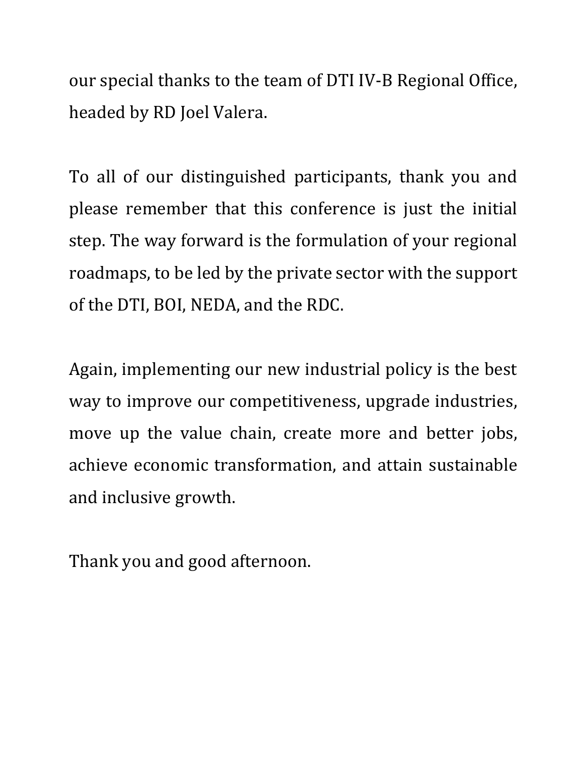our special thanks to the team of DTI IV-B Regional Office, headed by RD Joel Valera.

To all of our distinguished participants, thank you and please remember that this conference is just the initial step. The way forward is the formulation of your regional roadmaps, to be led by the private sector with the support of the DTI, BOI, NEDA, and the RDC.

Again, implementing our new industrial policy is the best way to improve our competitiveness, upgrade industries, move up the value chain, create more and better jobs, achieve economic transformation, and attain sustainable and inclusive growth.

Thank you and good afternoon.